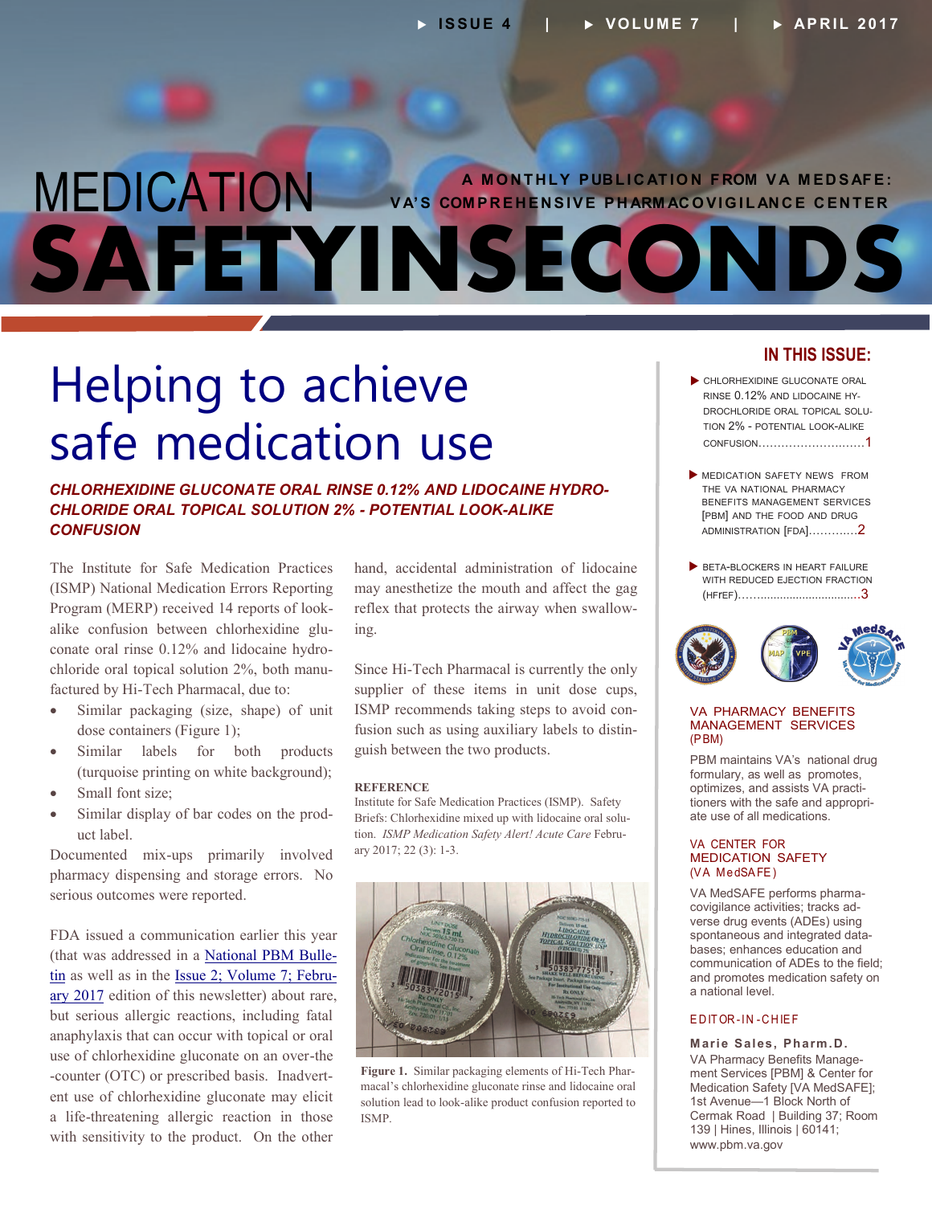# MEDICATION SAFETY IN SECONDS

A MONTHLY PUBLICATION FROM VA MEDSAFE: VA'S COMPREHENSIVE PHARMACOVIGILANCE CENTER

ISSUE 4 | VOLUME 7 | APRIL 2017

## Helping to achieve safe medication use

### *CHLORHEXIDINE GLUCONATE ORAL RINSE 0.12% AND LIDOCAINE HYDROCHLORIDE ORAL TOPICAL SOLUTION 2% - POTENTIAL LOOK-ALIKE CONFUSION*

The Institute for Safe Medication Practices (ISMP) National Medication Errors Reporting Program (MERP) received 14 reports of look-alike confusion between chlorhexidine gluconate oral rinse 0.12% and lidocaine hydrochloride oral topical solution 2%, both manufactured by Hi-Tech Pharmacal, due to:

- Similar packaging (size, shape) of unit dose containers (Figure 1);
- Similar labels for both products (turquoise printing on white background);
- Small font size;
- Similar display of bar codes on the product label.

Documented mix-ups primarily involved pharmacy dispensing and storage errors. No serious outcomes were reported.

FDA issued a communication earlier this year (that was addressed in a National PBM Bulletin as well as in the Issue 2; Volume 7; February 2017 edition of this newsletter) about rare, but serious allergic reactions, including fatal anaphylaxis that can occur with topical or oral use of chlorhexidine gluconate on an over-the-counter (OTC) or prescribed basis. Inadvertent use of chlorhexidine gluconate may elicit a life-threatening allergic reaction in those with sensitivity to the product. On the other hand, accidental administration of lidocaine may anesthetize the mouth and affect the gag reflex that protects the airway when swallowing.

Since Hi-Tech Pharmacal is currently the only supplier of these items in unit dose cups, ISMP recommends taking steps to avoid confusion such as using auxiliary labels to distinguish between the two products.

**REFERENCE**

Institute for Safe Medication Practices (ISMP). Safety Briefs: Chlorhexidine mixed up with lidocaine oral solution. *ISMP Medication Safety Alert! Acute Care* February 2017; 22 (3): 1-3.

**Figure 1.** Similar packaging elements of Hi-Tech Pharmacal's chlorhexidine gluconate rinse and lidocaine oral solution lead to look-alike product confusion reported to ISMP.

## IN THIS ISSUE:

- CHLORHEXIDINE GLUCONATE ORAL RINSE 0.12% AND LIDOCAINE HYDROCHLORIDE ORAL TOPICAL SOLUTION 2% - POTENTIAL LOOK-ALIKE CONFUSION……1
- MEDICATION SAFETY NEWS FROM THE VA NATIONAL PHARMACY BENEFITS MANAGEMENT SERVICES [PBM] AND THE FOOD AND DRUG ADMINISTRATION [FDA]……2
- BETA-BLOCKERS IN HEART FAILURE WITH REDUCED EJECTION FRACTION (HFrEF)……3

**VA PHARMACY BENEFITS MANAGEMENT SERVICES (PBM)**

PBM maintains VA's national drug formulary, as well as promotes, optimizes, and assists VA practitioners with the safe and appropriate use of all medications.

**VA CENTER FOR MEDICATION SAFETY (VA MedSAFE)**

VA MedSAFE performs pharmacovigilance activities; tracks adverse drug events (ADEs) using spontaneous and integrated databases; enhances education and communication of ADEs to the field; and promotes medication safety on a national level.

**EDITOR-IN-CHIEF**

**Marie Sales, Pharm.D.**
VA Pharmacy Benefits Management Services [PBM] & Center for Medication Safety [VA MedSAFE]; 1st Avenue—1 Block North of Cermak Road | Building 37; Room 139 | Hines, Illinois | 60141; www.pbm.va.gov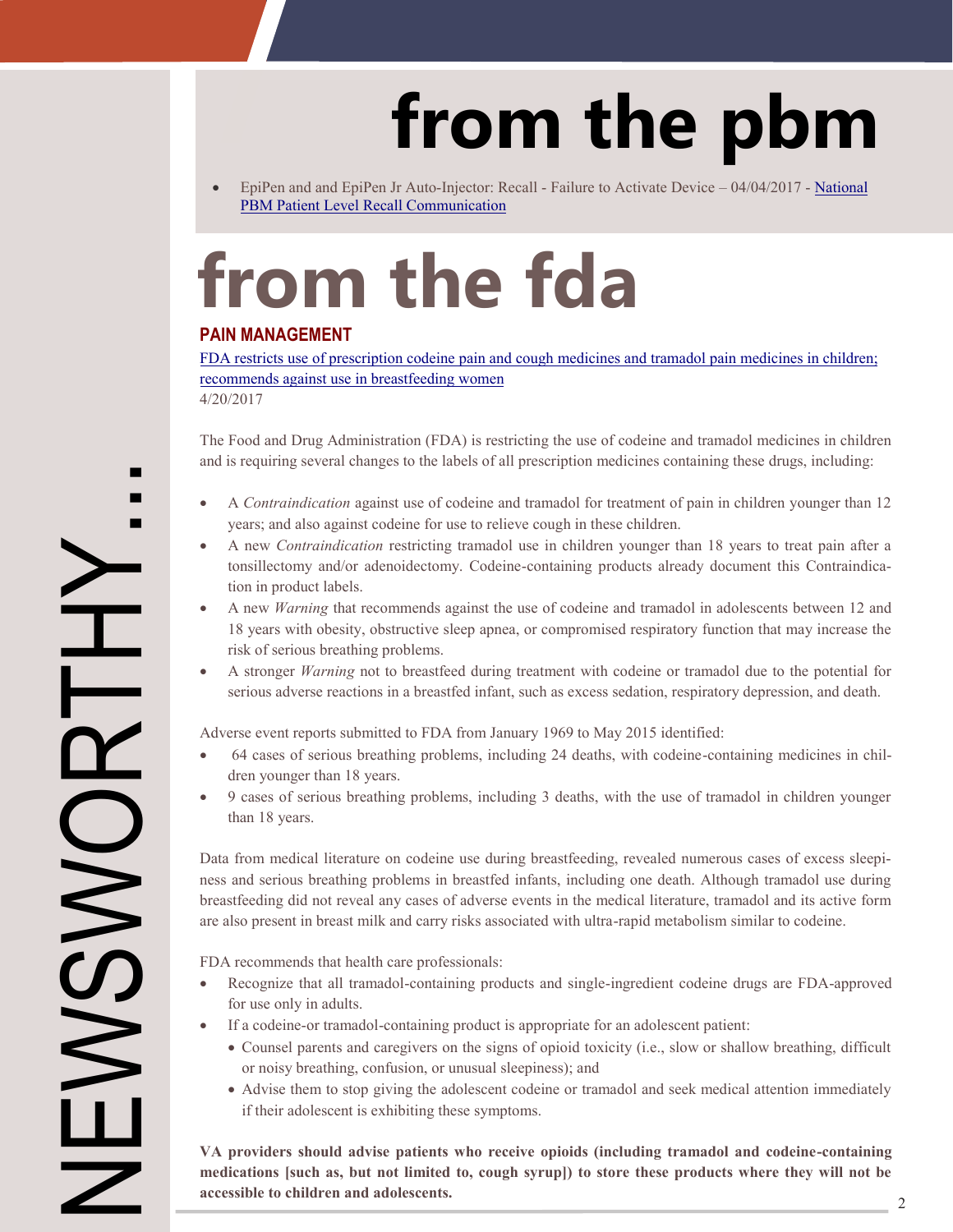NEWSWORTHY…

# from the pbm

- EpiPen and and EpiPen Jr Auto-Injector: Recall - Failure to Activate Device – 04/04/2017 - National PBM Patient Level Recall Communication

# from the fda

## PAIN MANAGEMENT

FDA restricts use of prescription codeine pain and cough medicines and tramadol pain medicines in children; recommends against use in breastfeeding women
4/20/2017

The Food and Drug Administration (FDA) is restricting the use of codeine and tramadol medicines in children and is requiring several changes to the labels of all prescription medicines containing these drugs, including:

- A *Contraindication* against use of codeine and tramadol for treatment of pain in children younger than 12 years; and also against codeine for use to relieve cough in these children.
- A new *Contraindication* restricting tramadol use in children younger than 18 years to treat pain after a tonsillectomy and/or adenoidectomy. Codeine-containing products already document this Contraindication in product labels.
- A new *Warning* that recommends against the use of codeine and tramadol in adolescents between 12 and 18 years with obesity, obstructive sleep apnea, or compromised respiratory function that may increase the risk of serious breathing problems.
- A stronger *Warning* not to breastfeed during treatment with codeine or tramadol due to the potential for serious adverse reactions in a breastfed infant, such as excess sedation, respiratory depression, and death.

Adverse event reports submitted to FDA from January 1969 to May 2015 identified:

- 64 cases of serious breathing problems, including 24 deaths, with codeine-containing medicines in children younger than 18 years.
- 9 cases of serious breathing problems, including 3 deaths, with the use of tramadol in children younger than 18 years.

Data from medical literature on codeine use during breastfeeding, revealed numerous cases of excess sleepiness and serious breathing problems in breastfed infants, including one death. Although tramadol use during breastfeeding did not reveal any cases of adverse events in the medical literature, tramadol and its active form are also present in breast milk and carry risks associated with ultra-rapid metabolism similar to codeine.

FDA recommends that health care professionals:

- Recognize that all tramadol-containing products and single-ingredient codeine drugs are FDA-approved for use only in adults.
- If a codeine-or tramadol-containing product is appropriate for an adolescent patient:
  - Counsel parents and caregivers on the signs of opioid toxicity (i.e., slow or shallow breathing, difficult or noisy breathing, confusion, or unusual sleepiness); and
  - Advise them to stop giving the adolescent codeine or tramadol and seek medical attention immediately if their adolescent is exhibiting these symptoms.

**VA providers should advise patients who receive opioids (including tramadol and codeine-containing medications [such as, but not limited to, cough syrup]) to store these products where they will not be accessible to children and adolescents.**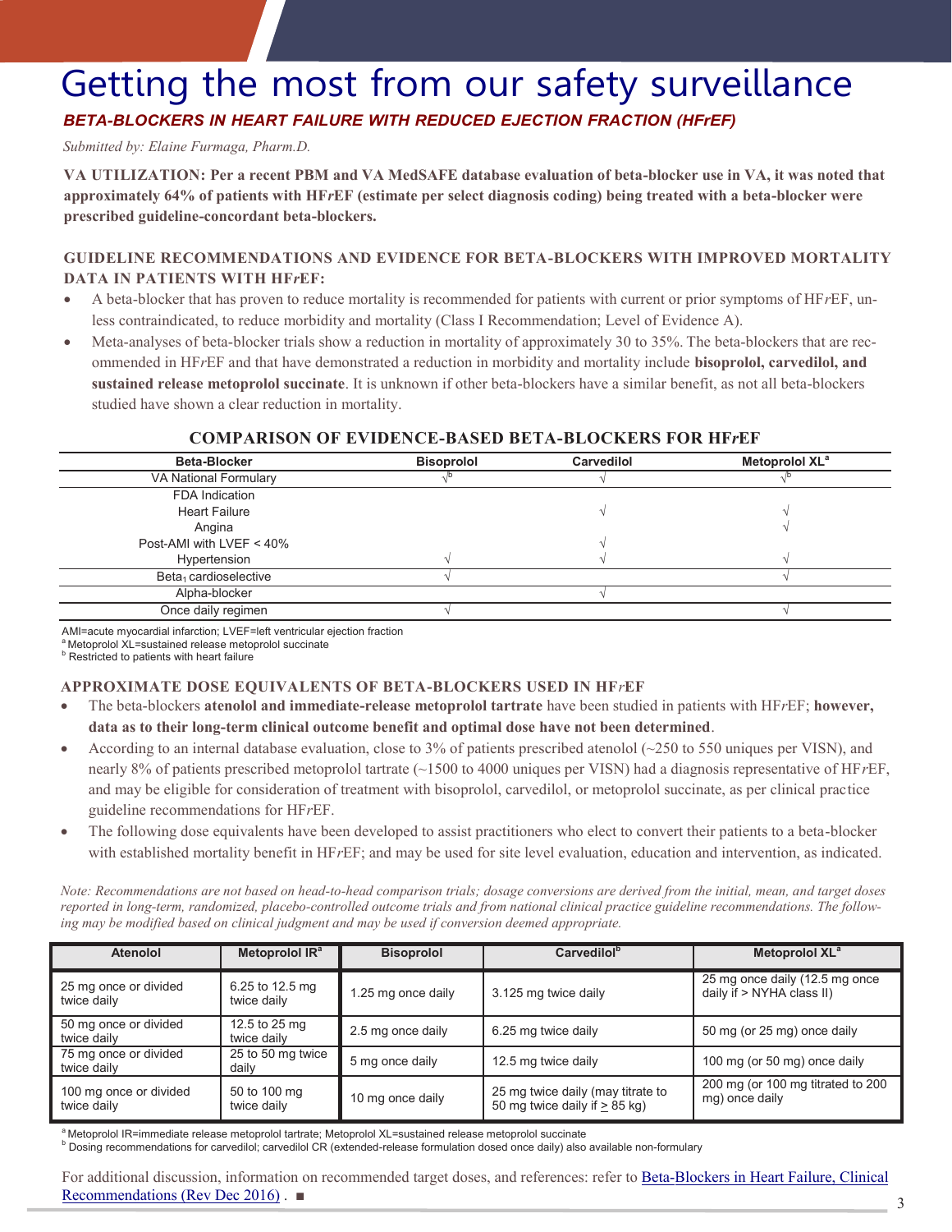# Getting the most from our safety surveillance

***BETA-BLOCKERS IN HEART FAILURE WITH REDUCED EJECTION FRACTION (HFrEF)***

*Submitted by: Elaine Furmaga, Pharm.D.*

**VA UTILIZATION: Per a recent PBM and VA MedSAFE database evaluation of beta-blocker use in VA, it was noted that approximately 64% of patients with HF*r*EF (estimate per select diagnosis coding) being treated with a beta-blocker were prescribed guideline-concordant beta-blockers.**

### GUIDELINE RECOMMENDATIONS AND EVIDENCE FOR BETA-BLOCKERS WITH IMPROVED MORTALITY DATA IN PATIENTS WITH HF*r*EF:

- A beta-blocker that has proven to reduce mortality is recommended for patients with current or prior symptoms of HF*r*EF, unless contraindicated, to reduce morbidity and mortality (Class I Recommendation; Level of Evidence A).
- Meta-analyses of beta-blocker trials show a reduction in mortality of approximately 30 to 35%. The beta-blockers that are recommended in HF*r*EF and that have demonstrated a reduction in morbidity and mortality include **bisoprolol, carvedilol, and sustained release metoprolol succinate**. It is unknown if other beta-blockers have a similar benefit, as not all beta-blockers studied have shown a clear reduction in mortality.

**COMPARISON OF EVIDENCE-BASED BETA-BLOCKERS FOR HF*r*EF**

| Beta-Blocker | Bisoprolol | Carvedilol | Metoprolol XL[a] |
|---|---|---|---|
| VA National Formulary | √[b] | √ | √[b] |
| FDA Indication | | | |
| Heart Failure | | √ | √ |
| Angina | | | √ |
| Post-AMI with LVEF < 40% | | √ | |
| Hypertension | √ | √ | √ |
| $Beta_1$ cardioselective | √ | | √ |
| Alpha-blocker | | √ | |
| Once daily regimen | √ | | √ |

AMI=acute myocardial infarction; LVEF=left ventricular ejection fraction
[a] Metoprolol XL=sustained release metoprolol succinate
[b] Restricted to patients with heart failure

### APPROXIMATE DOSE EQUIVALENTS OF BETA-BLOCKERS USED IN HF*r*EF

- The beta-blockers **atenolol and immediate-release metoprolol tartrate** have been studied in patients with HF*r*EF; **however, data as to their long-term clinical outcome benefit and optimal dose have not been determined**.
- According to an internal database evaluation, close to 3% of patients prescribed atenolol (~250 to 550 uniques per VISN), and nearly 8% of patients prescribed metoprolol tartrate (~1500 to 4000 uniques per VISN) had a diagnosis representative of HF*r*EF, and may be eligible for consideration of treatment with bisoprolol, carvedilol, or metoprolol succinate, as per clinical practice guideline recommendations for HF*r*EF.
- The following dose equivalents have been developed to assist practitioners who elect to convert their patients to a beta-blocker with established mortality benefit in HF*r*EF; and may be used for site level evaluation, education and intervention, as indicated.

*Note: Recommendations are not based on head-to-head comparison trials; dosage conversions are derived from the initial, mean, and target doses reported in long-term, randomized, placebo-controlled outcome trials and from national clinical practice guideline recommendations. The following may be modified based on clinical judgment and may be used if conversion deemed appropriate.*

| Atenolol | Metoprolol IR[a] | Bisoprolol | Carvedilol[b] | Metoprolol XL[a] |
|---|---|---|---|---|
| 25 mg once or divided twice daily | 6.25 to 12.5 mg twice daily | 1.25 mg once daily | 3.125 mg twice daily | 25 mg once daily (12.5 mg once daily if > NYHA class II) |
| 50 mg once or divided twice daily | 12.5 to 25 mg twice daily | 2.5 mg once daily | 6.25 mg twice daily | 50 mg (or 25 mg) once daily |
| 75 mg once or divided twice daily | 25 to 50 mg twice daily | 5 mg once daily | 12.5 mg twice daily | 100 mg (or 50 mg) once daily |
| 100 mg once or divided twice daily | 50 to 100 mg twice daily | 10 mg once daily | 25 mg twice daily (may titrate to 50 mg twice daily if ≥ 85 kg) | 200 mg (or 100 mg titrated to 200 mg) once daily |

[a] Metoprolol IR=immediate release metoprolol tartrate; Metoprolol XL=sustained release metoprolol succinate
[b] Dosing recommendations for carvedilol; carvedilol CR (extended-release formulation dosed once daily) also available non-formulary

For additional discussion, information on recommended target doses, and references: refer to Beta-Blockers in Heart Failure, Clinical Recommendations (Rev Dec 2016) . ■